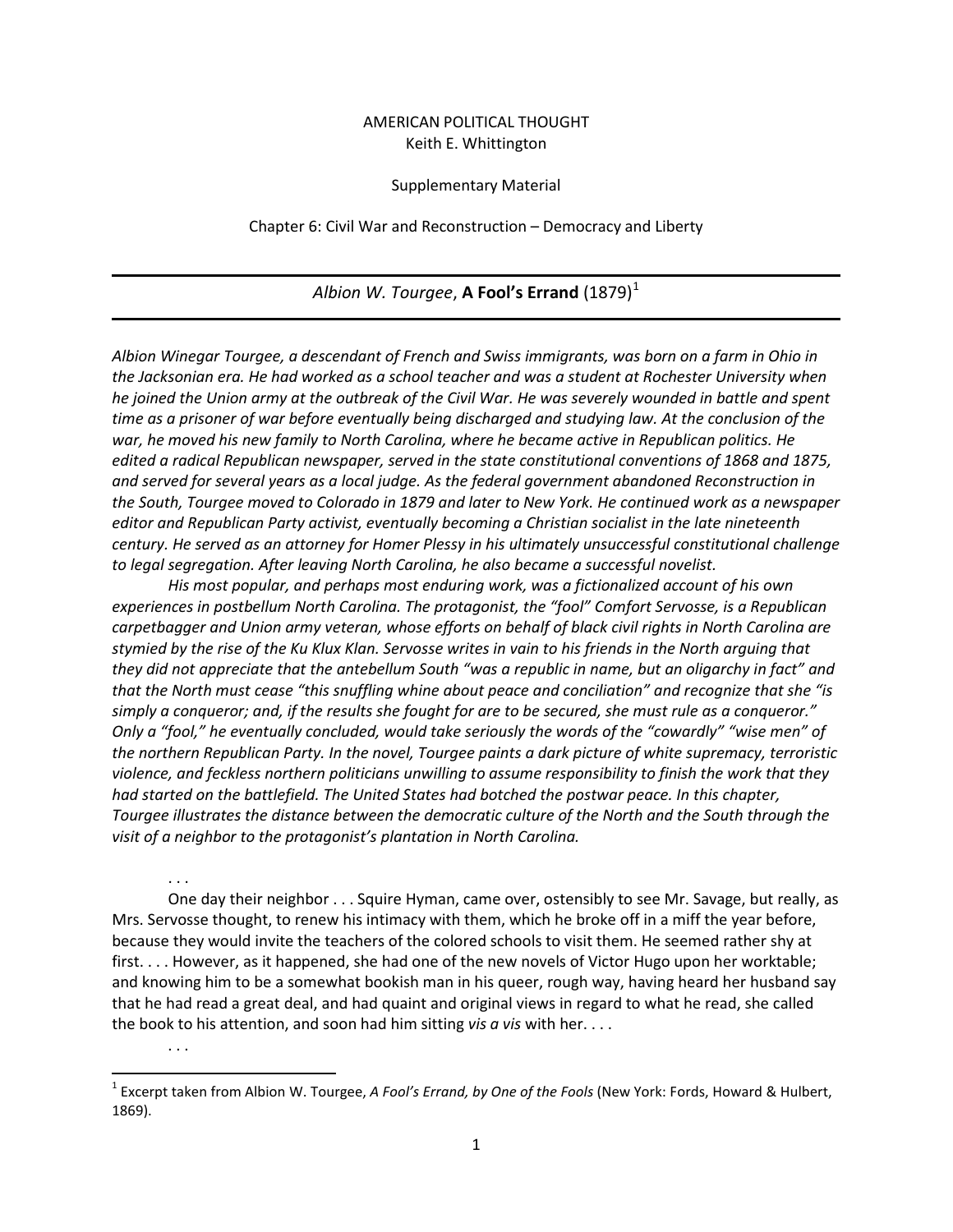AMERICAN POLITICAL THOUGHT
Keith E. Whittington

Supplementary Material

Chapter 6: Civil War and Reconstruction – Democracy and Liberty

---

## *Albion W. Tourgee*, **A Fool's Errand** (1879)[1]

---

*Albion Winegar Tourgee, a descendant of French and Swiss immigrants, was born on a farm in Ohio in the Jacksonian era. He had worked as a school teacher and was a student at Rochester University when he joined the Union army at the outbreak of the Civil War. He was severely wounded in battle and spent time as a prisoner of war before eventually being discharged and studying law. At the conclusion of the war, he moved his new family to North Carolina, where he became active in Republican politics. He edited a radical Republican newspaper, served in the state constitutional conventions of 1868 and 1875, and served for several years as a local judge. As the federal government abandoned Reconstruction in the South, Tourgee moved to Colorado in 1879 and later to New York. He continued work as a newspaper editor and Republican Party activist, eventually becoming a Christian socialist in the late nineteenth century. He served as an attorney for Homer Plessy in his ultimately unsuccessful constitutional challenge to legal segregation. After leaving North Carolina, he also became a successful novelist.*

*His most popular, and perhaps most enduring work, was a fictionalized account of his own experiences in postbellum North Carolina. The protagonist, the "fool" Comfort Servosse, is a Republican carpetbagger and Union army veteran, whose efforts on behalf of black civil rights in North Carolina are stymied by the rise of the Ku Klux Klan. Servosse writes in vain to his friends in the North arguing that they did not appreciate that the antebellum South "was a republic in name, but an oligarchy in fact" and that the North must cease "this snuffling whine about peace and conciliation" and recognize that she "is simply a conqueror; and, if the results she fought for are to be secured, she must rule as a conqueror." Only a "fool," he eventually concluded, would take seriously the words of the "cowardly" "wise men" of the northern Republican Party. In the novel, Tourgee paints a dark picture of white supremacy, terroristic violence, and feckless northern politicians unwilling to assume responsibility to finish the work that they had started on the battlefield. The United States had botched the postwar peace. In this chapter, Tourgee illustrates the distance between the democratic culture of the North and the South through the visit of a neighbor to the protagonist's plantation in North Carolina.*

. . .

One day their neighbor . . . Squire Hyman, came over, ostensibly to see Mr. Savage, but really, as Mrs. Servosse thought, to renew his intimacy with them, which he broke off in a miff the year before, because they would invite the teachers of the colored schools to visit them. He seemed rather shy at first. . . . However, as it happened, she had one of the new novels of Victor Hugo upon her worktable; and knowing him to be a somewhat bookish man in his queer, rough way, having heard her husband say that he had read a great deal, and had quaint and original views in regard to what he read, she called the book to his attention, and soon had him sitting *vis a vis* with her. . . .

. . .

---

[1] Excerpt taken from Albion W. Tourgee, *A Fool's Errand, by One of the Fools* (New York: Fords, Howard & Hulbert, 1869).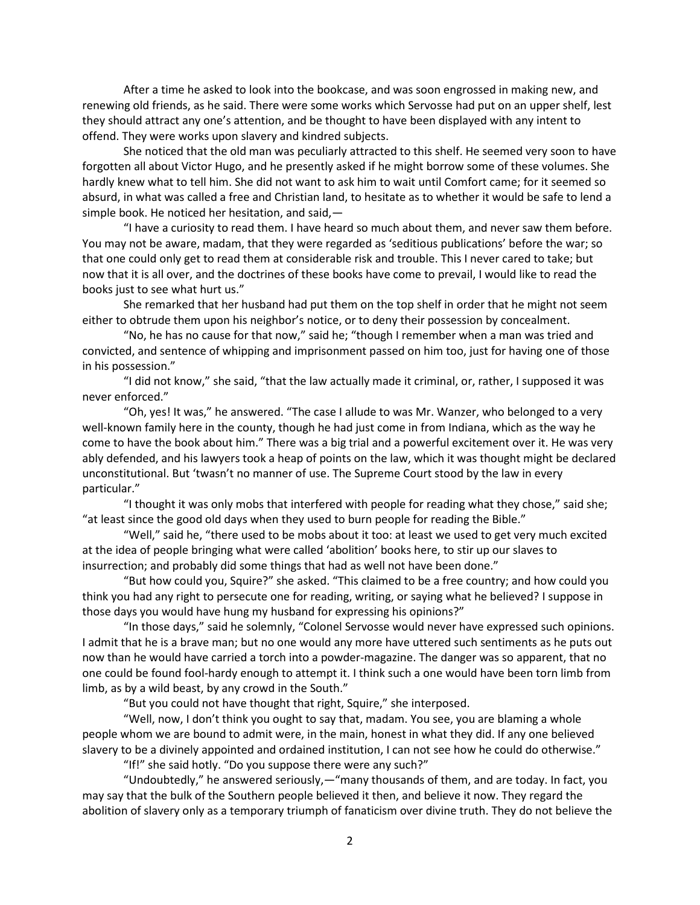After a time he asked to look into the bookcase, and was soon engrossed in making new, and renewing old friends, as he said. There were some works which Servosse had put on an upper shelf, lest they should attract any one's attention, and be thought to have been displayed with any intent to offend. They were works upon slavery and kindred subjects.

She noticed that the old man was peculiarly attracted to this shelf. He seemed very soon to have forgotten all about Victor Hugo, and he presently asked if he might borrow some of these volumes. She hardly knew what to tell him. She did not want to ask him to wait until Comfort came; for it seemed so absurd, in what was called a free and Christian land, to hesitate as to whether it would be safe to lend a simple book. He noticed her hesitation, and said,—

"I have a curiosity to read them. I have heard so much about them, and never saw them before. You may not be aware, madam, that they were regarded as 'seditious publications' before the war; so that one could only get to read them at considerable risk and trouble. This I never cared to take; but now that it is all over, and the doctrines of these books have come to prevail, I would like to read the books just to see what hurt us."

She remarked that her husband had put them on the top shelf in order that he might not seem either to obtrude them upon his neighbor's notice, or to deny their possession by concealment.

"No, he has no cause for that now," said he; "though I remember when a man was tried and convicted, and sentence of whipping and imprisonment passed on him too, just for having one of those in his possession."

"I did not know," she said, "that the law actually made it criminal, or, rather, I supposed it was never enforced."

"Oh, yes! It was," he answered. "The case I allude to was Mr. Wanzer, who belonged to a very well-known family here in the county, though he had just come in from Indiana, which as the way he come to have the book about him." There was a big trial and a powerful excitement over it. He was very ably defended, and his lawyers took a heap of points on the law, which it was thought might be declared unconstitutional. But 'twasn't no manner of use. The Supreme Court stood by the law in every particular."

"I thought it was only mobs that interfered with people for reading what they chose," said she; "at least since the good old days when they used to burn people for reading the Bible."

"Well," said he, "there used to be mobs about it too: at least we used to get very much excited at the idea of people bringing what were called 'abolition' books here, to stir up our slaves to insurrection; and probably did some things that had as well not have been done."

"But how could you, Squire?" she asked. "This claimed to be a free country; and how could you think you had any right to persecute one for reading, writing, or saying what he believed? I suppose in those days you would have hung my husband for expressing his opinions?"

"In those days," said he solemnly, "Colonel Servosse would never have expressed such opinions. I admit that he is a brave man; but no one would any more have uttered such sentiments as he puts out now than he would have carried a torch into a powder-magazine. The danger was so apparent, that no one could be found fool-hardy enough to attempt it. I think such a one would have been torn limb from limb, as by a wild beast, by any crowd in the South."

"But you could not have thought that right, Squire," she interposed.

"Well, now, I don't think you ought to say that, madam. You see, you are blaming a whole people whom we are bound to admit were, in the main, honest in what they did. If any one believed slavery to be a divinely appointed and ordained institution, I can not see how he could do otherwise."

"If!" she said hotly. "Do you suppose there were any such?"

"Undoubtedly," he answered seriously,—"many thousands of them, and are today. In fact, you may say that the bulk of the Southern people believed it then, and believe it now. They regard the abolition of slavery only as a temporary triumph of fanaticism over divine truth. They do not believe the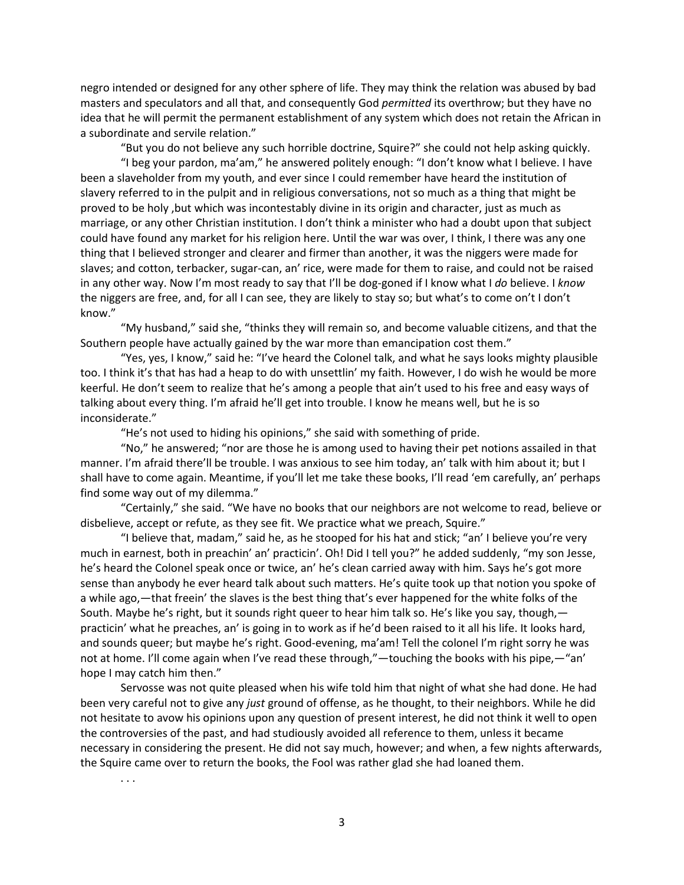negro intended or designed for any other sphere of life. They may think the relation was abused by bad masters and speculators and all that, and consequently God *permitted* its overthrow; but they have no idea that he will permit the permanent establishment of any system which does not retain the African in a subordinate and servile relation."

"But you do not believe any such horrible doctrine, Squire?" she could not help asking quickly.

"I beg your pardon, ma'am," he answered politely enough: "I don't know what I believe. I have been a slaveholder from my youth, and ever since I could remember have heard the institution of slavery referred to in the pulpit and in religious conversations, not so much as a thing that might be proved to be holy ,but which was incontestably divine in its origin and character, just as much as marriage, or any other Christian institution. I don't think a minister who had a doubt upon that subject could have found any market for his religion here. Until the war was over, I think, I there was any one thing that I believed stronger and clearer and firmer than another, it was the niggers were made for slaves; and cotton, terbacker, sugar-can, an' rice, were made for them to raise, and could not be raised in any other way. Now I'm most ready to say that I'll be dog-goned if I know what I *do* believe. I *know* the niggers are free, and, for all I can see, they are likely to stay so; but what's to come on't I don't know."

"My husband," said she, "thinks they will remain so, and become valuable citizens, and that the Southern people have actually gained by the war more than emancipation cost them."

"Yes, yes, I know," said he: "I've heard the Colonel talk, and what he says looks mighty plausible too. I think it's that has had a heap to do with unsettlin' my faith. However, I do wish he would be more keerful. He don't seem to realize that he's among a people that ain't used to his free and easy ways of talking about every thing. I'm afraid he'll get into trouble. I know he means well, but he is so inconsiderate."

"He's not used to hiding his opinions," she said with something of pride.

"No," he answered; "nor are those he is among used to having their pet notions assailed in that manner. I'm afraid there'll be trouble. I was anxious to see him today, an' talk with him about it; but I shall have to come again. Meantime, if you'll let me take these books, I'll read 'em carefully, an' perhaps find some way out of my dilemma."

"Certainly," she said. "We have no books that our neighbors are not welcome to read, believe or disbelieve, accept or refute, as they see fit. We practice what we preach, Squire."

"I believe that, madam," said he, as he stooped for his hat and stick; "an' I believe you're very much in earnest, both in preachin' an' practicin'. Oh! Did I tell you?" he added suddenly, "my son Jesse, he's heard the Colonel speak once or twice, an' he's clean carried away with him. Says he's got more sense than anybody he ever heard talk about such matters. He's quite took up that notion you spoke of a while ago,—that freein' the slaves is the best thing that's ever happened for the white folks of the South. Maybe he's right, but it sounds right queer to hear him talk so. He's like you say, though,—practicin' what he preaches, an' is going in to work as if he'd been raised to it all his life. It looks hard, and sounds queer; but maybe he's right. Good-evening, ma'am! Tell the colonel I'm right sorry he was not at home. I'll come again when I've read these through,"—touching the books with his pipe,—"an' hope I may catch him then."

Servosse was not quite pleased when his wife told him that night of what she had done. He had been very careful not to give any *just* ground of offense, as he thought, to their neighbors. While he did not hesitate to avow his opinions upon any question of present interest, he did not think it well to open the controversies of the past, and had studiously avoided all reference to them, unless it became necessary in considering the present. He did not say much, however; and when, a few nights afterwards, the Squire came over to return the books, the Fool was rather glad she had loaned them.

. . .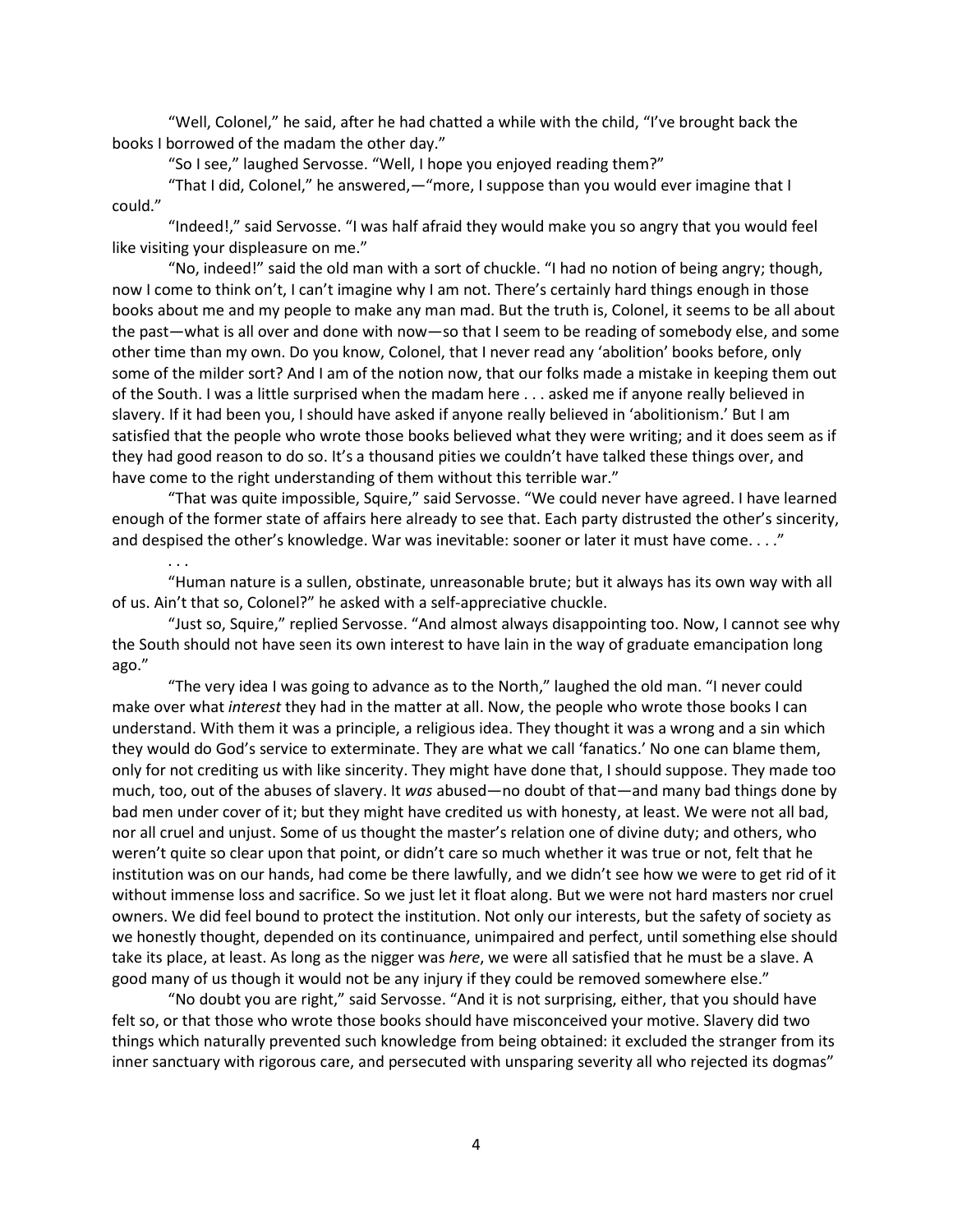"Well, Colonel," he said, after he had chatted a while with the child, "I've brought back the books I borrowed of the madam the other day."

"So I see," laughed Servosse. "Well, I hope you enjoyed reading them?"

"That I did, Colonel," he answered,—"more, I suppose than you would ever imagine that I could."

"Indeed!," said Servosse. "I was half afraid they would make you so angry that you would feel like visiting your displeasure on me."

"No, indeed!" said the old man with a sort of chuckle. "I had no notion of being angry; though, now I come to think on't, I can't imagine why I am not. There's certainly hard things enough in those books about me and my people to make any man mad. But the truth is, Colonel, it seems to be all about the past—what is all over and done with now—so that I seem to be reading of somebody else, and some other time than my own. Do you know, Colonel, that I never read any 'abolition' books before, only some of the milder sort? And I am of the notion now, that our folks made a mistake in keeping them out of the South. I was a little surprised when the madam here . . . asked me if anyone really believed in slavery. If it had been you, I should have asked if anyone really believed in 'abolitionism.' But I am satisfied that the people who wrote those books believed what they were writing; and it does seem as if they had good reason to do so. It's a thousand pities we couldn't have talked these things over, and have come to the right understanding of them without this terrible war."

"That was quite impossible, Squire," said Servosse. "We could never have agreed. I have learned enough of the former state of affairs here already to see that. Each party distrusted the other's sincerity, and despised the other's knowledge. War was inevitable: sooner or later it must have come. . . ."

. . .

"Human nature is a sullen, obstinate, unreasonable brute; but it always has its own way with all of us. Ain't that so, Colonel?" he asked with a self-appreciative chuckle.

"Just so, Squire," replied Servosse. "And almost always disappointing too. Now, I cannot see why the South should not have seen its own interest to have lain in the way of graduate emancipation long ago."

"The very idea I was going to advance as to the North," laughed the old man. "I never could make over what *interest* they had in the matter at all. Now, the people who wrote those books I can understand. With them it was a principle, a religious idea. They thought it was a wrong and a sin which they would do God's service to exterminate. They are what we call 'fanatics.' No one can blame them, only for not crediting us with like sincerity. They might have done that, I should suppose. They made too much, too, out of the abuses of slavery. It *was* abused—no doubt of that—and many bad things done by bad men under cover of it; but they might have credited us with honesty, at least. We were not all bad, nor all cruel and unjust. Some of us thought the master's relation one of divine duty; and others, who weren't quite so clear upon that point, or didn't care so much whether it was true or not, felt that he institution was on our hands, had come be there lawfully, and we didn't see how we were to get rid of it without immense loss and sacrifice. So we just let it float along. But we were not hard masters nor cruel owners. We did feel bound to protect the institution. Not only our interests, but the safety of society as we honestly thought, depended on its continuance, unimpaired and perfect, until something else should take its place, at least. As long as the nigger was *here*, we were all satisfied that he must be a slave. A good many of us though it would not be any injury if they could be removed somewhere else."

"No doubt you are right," said Servosse. "And it is not surprising, either, that you should have felt so, or that those who wrote those books should have misconceived your motive. Slavery did two things which naturally prevented such knowledge from being obtained: it excluded the stranger from its inner sanctuary with rigorous care, and persecuted with unsparing severity all who rejected its dogmas"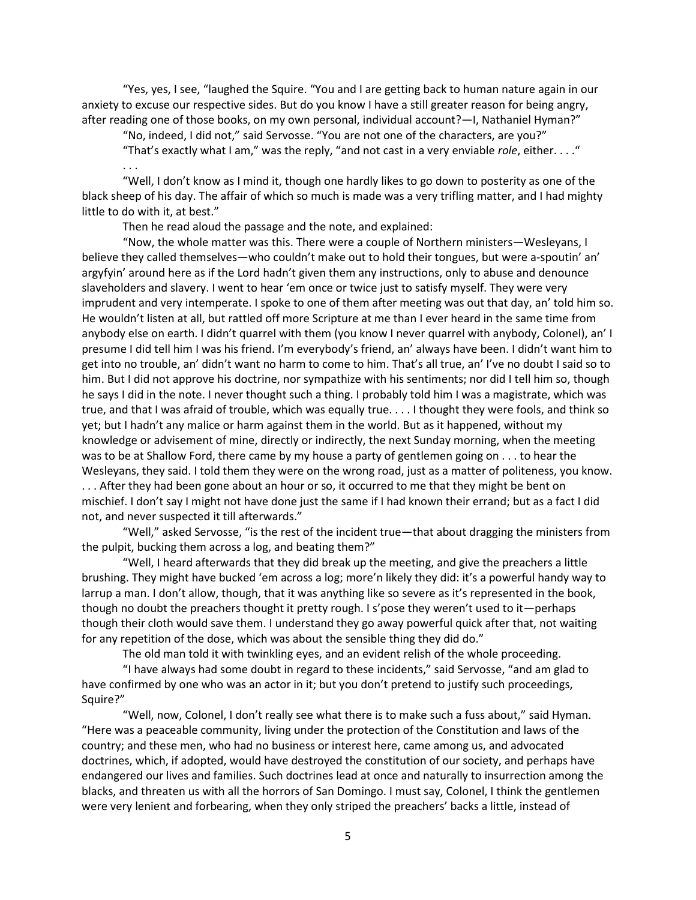"Yes, yes, I see, "laughed the Squire. "You and I are getting back to human nature again in our anxiety to excuse our respective sides. But do you know I have a still greater reason for being angry, after reading one of those books, on my own personal, individual account?—I, Nathaniel Hyman?"

"No, indeed, I did not," said Servosse. "You are not one of the characters, are you?"

"That's exactly what I am," was the reply, "and not cast in a very enviable *role*, either. . . ."

. . .

"Well, I don't know as I mind it, though one hardly likes to go down to posterity as one of the black sheep of his day. The affair of which so much is made was a very trifling matter, and I had mighty little to do with it, at best."

Then he read aloud the passage and the note, and explained:

"Now, the whole matter was this. There were a couple of Northern ministers—Wesleyans, I believe they called themselves—who couldn't make out to hold their tongues, but were a-spoutin' an' argyfyin' around here as if the Lord hadn't given them any instructions, only to abuse and denounce slaveholders and slavery. I went to hear 'em once or twice just to satisfy myself. They were very imprudent and very intemperate. I spoke to one of them after meeting was out that day, an' told him so. He wouldn't listen at all, but rattled off more Scripture at me than I ever heard in the same time from anybody else on earth. I didn't quarrel with them (you know I never quarrel with anybody, Colonel), an' I presume I did tell him I was his friend. I'm everybody's friend, an' always have been. I didn't want him to get into no trouble, an' didn't want no harm to come to him. That's all true, an' I've no doubt I said so to him. But I did not approve his doctrine, nor sympathize with his sentiments; nor did I tell him so, though he says I did in the note. I never thought such a thing. I probably told him I was a magistrate, which was true, and that I was afraid of trouble, which was equally true. . . . I thought they were fools, and think so yet; but I hadn't any malice or harm against them in the world. But as it happened, without my knowledge or advisement of mine, directly or indirectly, the next Sunday morning, when the meeting was to be at Shallow Ford, there came by my house a party of gentlemen going on . . . to hear the Wesleyans, they said. I told them they were on the wrong road, just as a matter of politeness, you know. . . . After they had been gone about an hour or so, it occurred to me that they might be bent on mischief. I don't say I might not have done just the same if I had known their errand; but as a fact I did not, and never suspected it till afterwards."

"Well," asked Servosse, "is the rest of the incident true—that about dragging the ministers from the pulpit, bucking them across a log, and beating them?"

"Well, I heard afterwards that they did break up the meeting, and give the preachers a little brushing. They might have bucked 'em across a log; more'n likely they did: it's a powerful handy way to larrup a man. I don't allow, though, that it was anything like so severe as it's represented in the book, though no doubt the preachers thought it pretty rough. I s'pose they weren't used to it—perhaps though their cloth would save them. I understand they go away powerful quick after that, not waiting for any repetition of the dose, which was about the sensible thing they did do."

The old man told it with twinkling eyes, and an evident relish of the whole proceeding.

"I have always had some doubt in regard to these incidents," said Servosse, "and am glad to have confirmed by one who was an actor in it; but you don't pretend to justify such proceedings, Squire?"

"Well, now, Colonel, I don't really see what there is to make such a fuss about," said Hyman. "Here was a peaceable community, living under the protection of the Constitution and laws of the country; and these men, who had no business or interest here, came among us, and advocated doctrines, which, if adopted, would have destroyed the constitution of our society, and perhaps have endangered our lives and families. Such doctrines lead at once and naturally to insurrection among the blacks, and threaten us with all the horrors of San Domingo. I must say, Colonel, I think the gentlemen were very lenient and forbearing, when they only striped the preachers' backs a little, instead of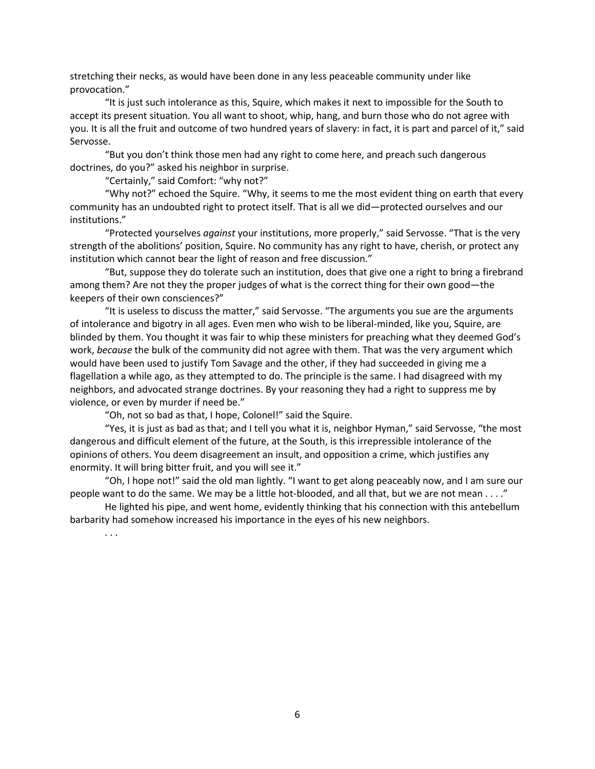stretching their necks, as would have been done in any less peaceable community under like provocation."

"It is just such intolerance as this, Squire, which makes it next to impossible for the South to accept its present situation. You all want to shoot, whip, hang, and burn those who do not agree with you. It is all the fruit and outcome of two hundred years of slavery: in fact, it is part and parcel of it," said Servosse.

"But you don't think those men had any right to come here, and preach such dangerous doctrines, do you?" asked his neighbor in surprise.

"Certainly," said Comfort: "why not?"

"Why not?" echoed the Squire. "Why, it seems to me the most evident thing on earth that every community has an undoubted right to protect itself. That is all we did—protected ourselves and our institutions."

"Protected yourselves *against* your institutions, more properly," said Servosse. "That is the very strength of the abolitions' position, Squire. No community has any right to have, cherish, or protect any institution which cannot bear the light of reason and free discussion."

"But, suppose they do tolerate such an institution, does that give one a right to bring a firebrand among them? Are not they the proper judges of what is the correct thing for their own good—the keepers of their own consciences?"

"It is useless to discuss the matter," said Servosse. "The arguments you sue are the arguments of intolerance and bigotry in all ages. Even men who wish to be liberal-minded, like you, Squire, are blinded by them. You thought it was fair to whip these ministers for preaching what they deemed God's work, *because* the bulk of the community did not agree with them. That was the very argument which would have been used to justify Tom Savage and the other, if they had succeeded in giving me a flagellation a while ago, as they attempted to do. The principle is the same. I had disagreed with my neighbors, and advocated strange doctrines. By your reasoning they had a right to suppress me by violence, or even by murder if need be."

"Oh, not so bad as that, I hope, Colonel!" said the Squire.

"Yes, it is just as bad as that; and I tell you what it is, neighbor Hyman," said Servosse, "the most dangerous and difficult element of the future, at the South, is this irrepressible intolerance of the opinions of others. You deem disagreement an insult, and opposition a crime, which justifies any enormity. It will bring bitter fruit, and you will see it."

"Oh, I hope not!" said the old man lightly. "I want to get along peaceably now, and I am sure our people want to do the same. We may be a little hot-blooded, and all that, but we are not mean . . . ."

He lighted his pipe, and went home, evidently thinking that his connection with this antebellum barbarity had somehow increased his importance in the eyes of his new neighbors.

. . .